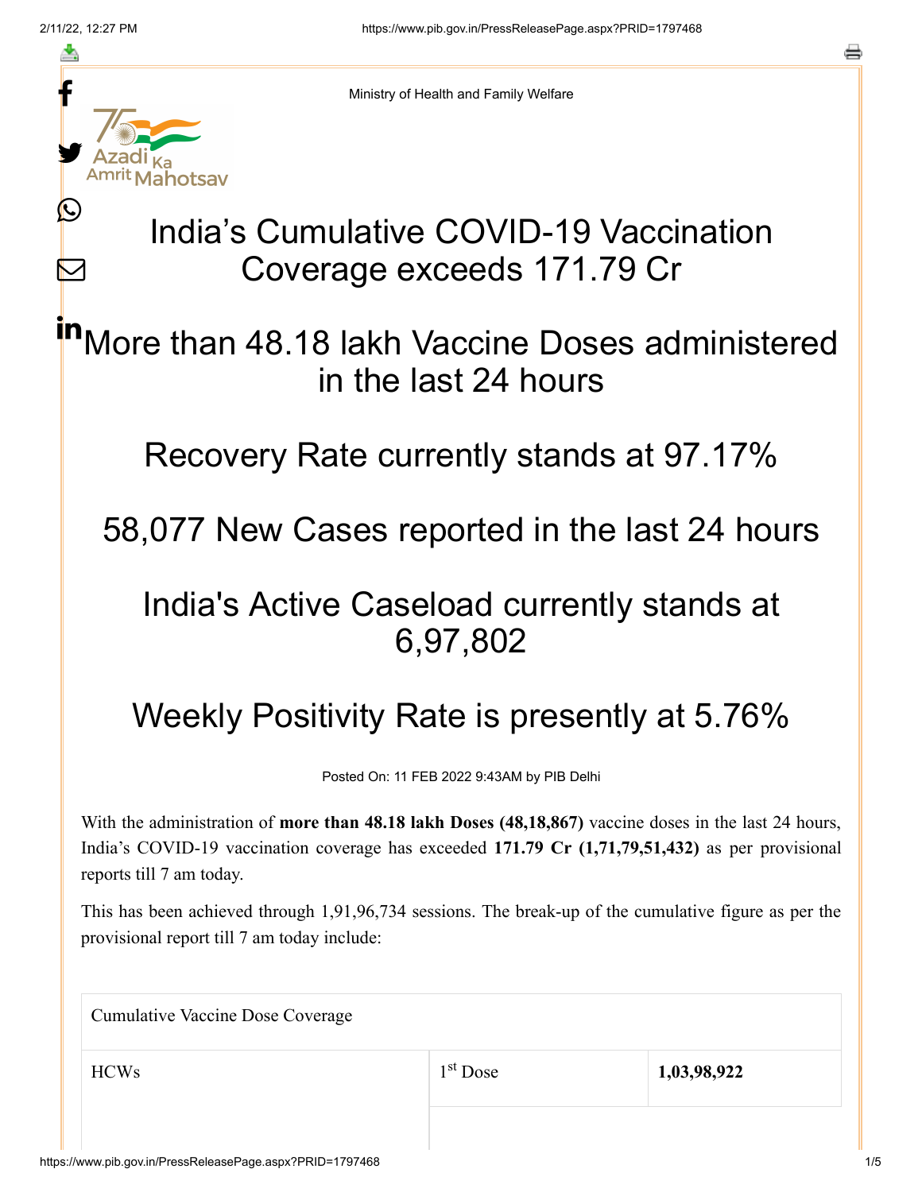Ministry of Health and Family Welfare

# India's Cumulative COVID-19 Vaccination Coverage exceeds 171.79 Cr

## More than 48.18 lakh Vaccine Doses administered in the last 24 hours

## Recovery Rate currently stands at 97.17%

## 58,077 New Cases reported in the last 24 hours

## India's Active Caseload currently stands at 6,97,802

## Weekly Positivity Rate is presently at 5.76%

Posted On: 11 FEB 2022 9:43AM by PIB Delhi

With the administration of **more than 48.18 lakh Doses (48,18,867)** vaccine doses in the last 24 hours, India's COVID-19 vaccination coverage has exceeded **171.79 Cr (1,71,79,51,432)** as per provisional reports till 7 am today.

This has been achieved through 1,91,96,734 sessions. The break-up of the cumulative figure as per the provisional report till 7 am today include:

| Cumulative Vaccine Dose Coverage | | |
|---|---|---|
| HCWs | 1st Dose | **1,03,98,922** |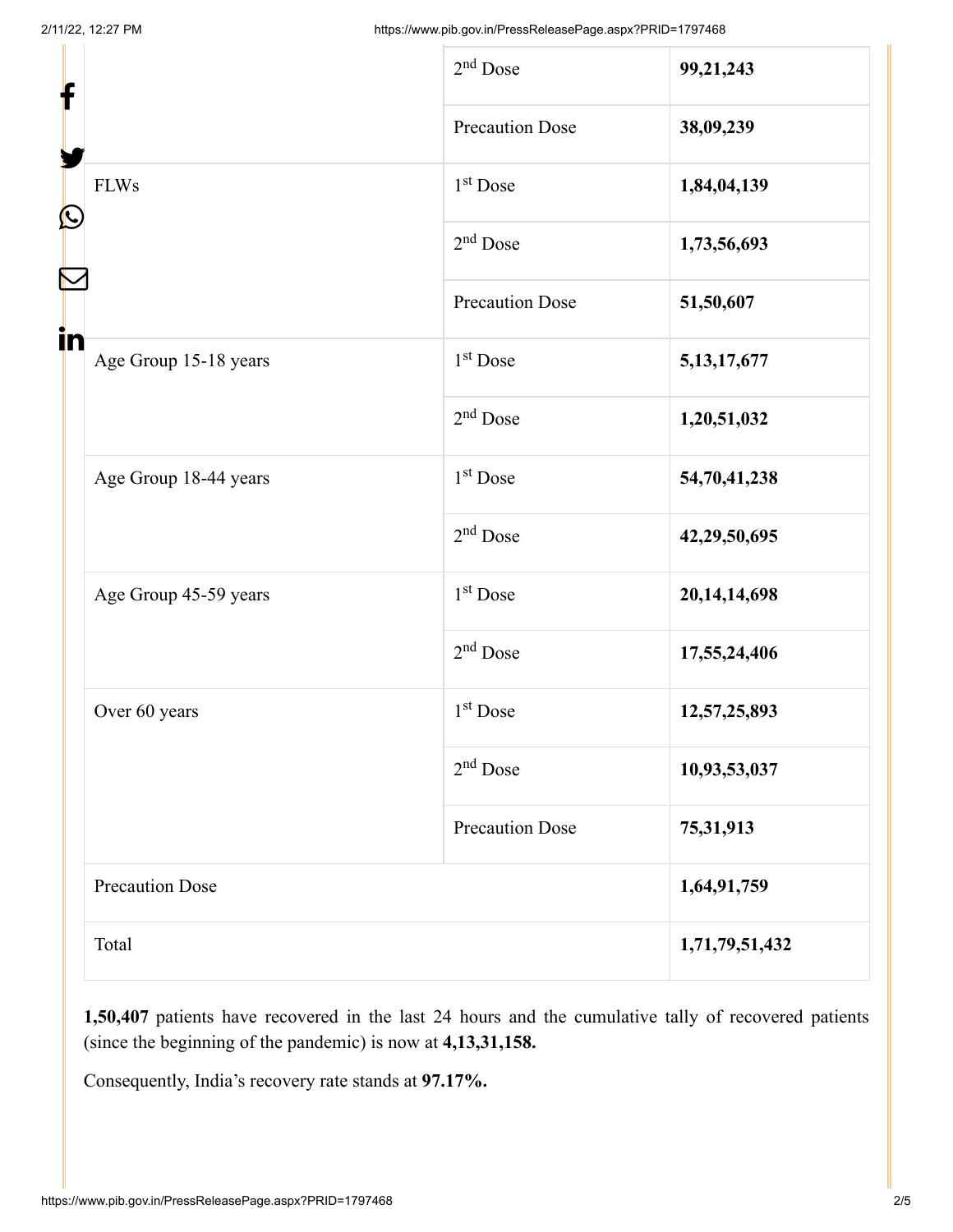| | | |
|---|---|---|
| | 2nd Dose | **99,21,243** |
| | Precaution Dose | **38,09,239** |
| FLWs | 1st Dose | **1,84,04,139** |
| | 2nd Dose | **1,73,56,693** |
| | Precaution Dose | **51,50,607** |
| Age Group 15-18 years | 1st Dose | **5,13,17,677** |
| | 2nd Dose | **1,20,51,032** |
| Age Group 18-44 years | 1st Dose | **54,70,41,238** |
| | 2nd Dose | **42,29,50,695** |
| Age Group 45-59 years | 1st Dose | **20,14,14,698** |
| | 2nd Dose | **17,55,24,406** |
| Over 60 years | 1st Dose | **12,57,25,893** |
| | 2nd Dose | **10,93,53,037** |
| | Precaution Dose | **75,31,913** |
| Precaution Dose | | **1,64,91,759** |
| Total | | **1,71,79,51,432** |

**1,50,407** patients have recovered in the last 24 hours and the cumulative tally of recovered patients (since the beginning of the pandemic) is now at **4,13,31,158.**

Consequently, India's recovery rate stands at **97.17%.**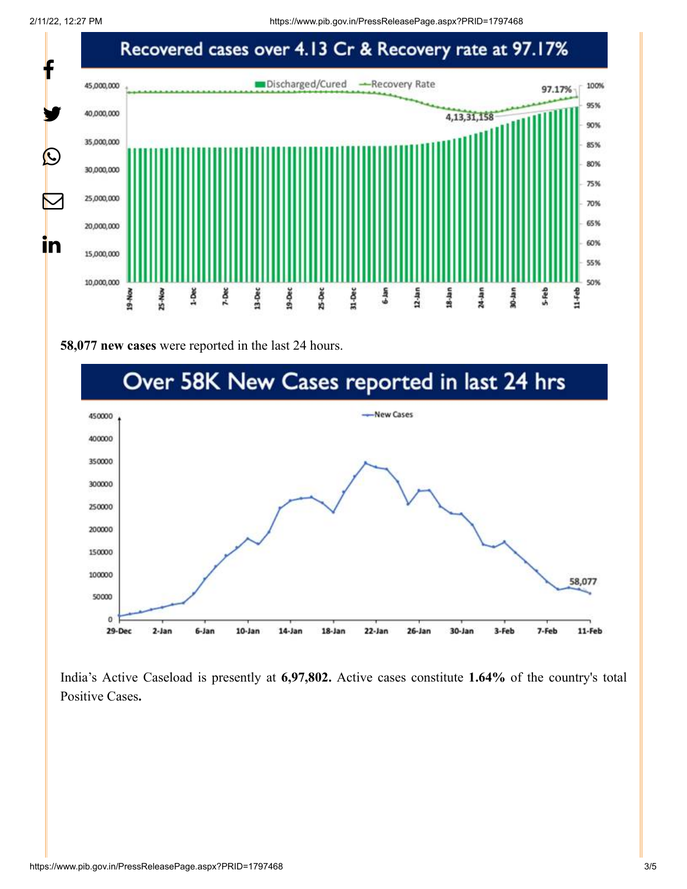## Recovered cases over 4.13 Cr & Recovery rate at 97.17%

**58,077 new cases** were reported in the last 24 hours.

## Over 58K New Cases reported in last 24 hrs

India's Active Caseload is presently at **6,97,802.** Active cases constitute **1.64%** of the country's total Positive Cases**.**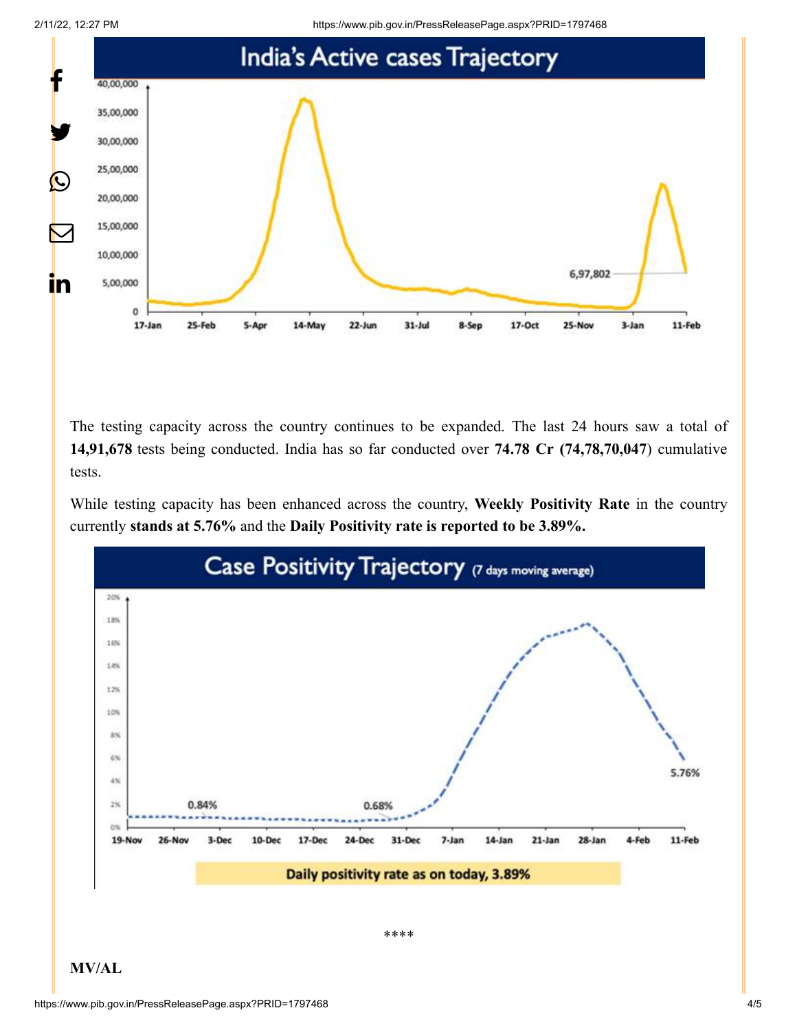The testing capacity across the country continues to be expanded. The last 24 hours saw a total of **14,91,678** tests being conducted. India has so far conducted over **74.78 Cr (74,78,70,047**) cumulative tests.

While testing capacity has been enhanced across the country, **Weekly Positivity Rate** in the country currently **stands at 5.76%** and the **Daily Positivity rate is reported to be 3.89%.**

\*\*\*\*

**MV/AL**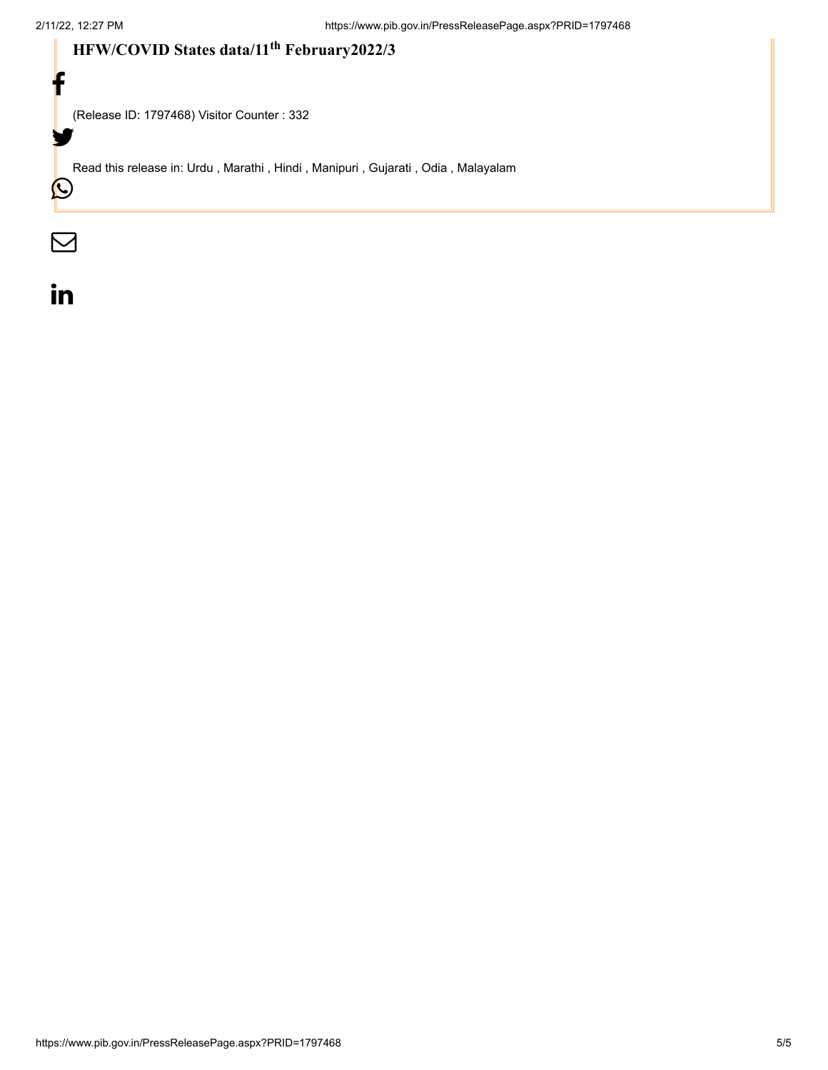**HFW/COVID States data/11th February2022/3**

(Release ID: 1797468) Visitor Counter : 332

Read this release in: Urdu , Marathi , Hindi , Manipuri , Gujarati , Odia , Malayalam